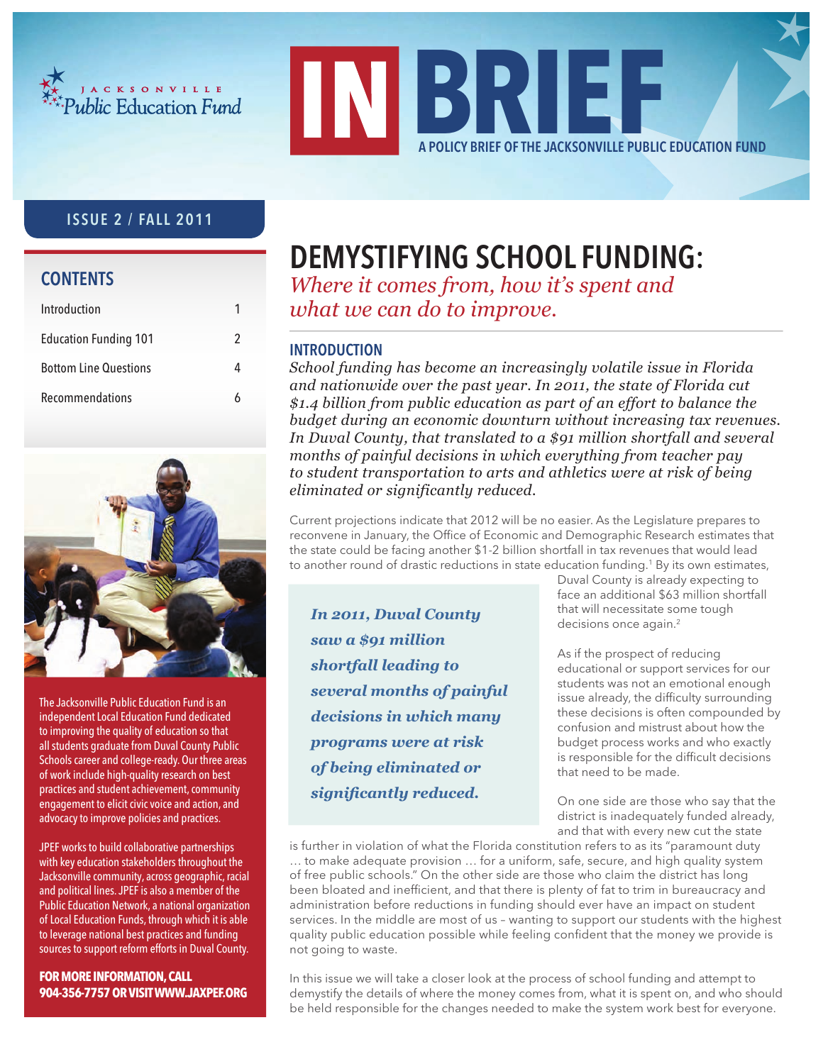Jacksonville Public Education Fund

# IN BRIEF

A POLICY BRIEF OF THE JACKSONVILLE PUBLIC EDUCATION FUND

ISSUE 2 / FALL 2011

## CONTENTS

| | |
|---|---|
| Introduction | 1 |
| Education Funding 101 | 2 |
| Bottom Line Questions | 4 |
| Recommendations | 6 |

The Jacksonville Public Education Fund is an independent Local Education Fund dedicated to improving the quality of education so that all students graduate from Duval County Public Schools career and college-ready. Our three areas of work include high-quality research on best practices and student achievement, community engagement to elicit civic voice and action, and advocacy to improve policies and practices.

JPEF works to build collaborative partnerships with key education stakeholders throughout the Jacksonville community, across geographic, racial and political lines. JPEF is also a member of the Public Education Network, a national organization of Local Education Funds, through which it is able to leverage national best practices and funding sources to support reform efforts in Duval County.

**FOR MORE INFORMATION, CALL 904-356-7757 OR VISIT WWW.JAXPEF.ORG**

# DEMYSTIFYING SCHOOL FUNDING:

*Where it comes from, how it's spent and what we can do to improve.*

## INTRODUCTION

*School funding has become an increasingly volatile issue in Florida and nationwide over the past year. In 2011, the state of Florida cut $1.4 billion from public education as part of an effort to balance the budget during an economic downturn without increasing tax revenues. In Duval County, that translated to a $91 million shortfall and several months of painful decisions in which everything from teacher pay to student transportation to arts and athletics were at risk of being eliminated or significantly reduced.*

Current projections indicate that 2012 will be no easier. As the Legislature prepares to reconvene in January, the Office of Economic and Demographic Research estimates that the state could be facing another $1-2 billion shortfall in tax revenues that would lead to another round of drastic reductions in state education funding.[1] By its own estimates, Duval County is already expecting to face an additional $63 million shortfall that will necessitate some tough decisions once again.[2]

> ***In 2011, Duval County saw a $91 million shortfall leading to several months of painful decisions in which many programs were at risk of being eliminated or significantly reduced.***

As if the prospect of reducing educational or support services for our students was not an emotional enough issue already, the difficulty surrounding these decisions is often compounded by confusion and mistrust about how the budget process works and who exactly is responsible for the difficult decisions that need to be made.

On one side are those who say that the district is inadequately funded already, and that with every new cut the state is further in violation of what the Florida constitution refers to as its "paramount duty … to make adequate provision … for a uniform, safe, secure, and high quality system of free public schools." On the other side are those who claim the district has long been bloated and inefficient, and that there is plenty of fat to trim in bureaucracy and administration before reductions in funding should ever have an impact on student services. In the middle are most of us – wanting to support our students with the highest quality public education possible while feeling confident that the money we provide is not going to waste.

In this issue we will take a closer look at the process of school funding and attempt to demystify the details of where the money comes from, what it is spent on, and who should be held responsible for the changes needed to make the system work best for everyone.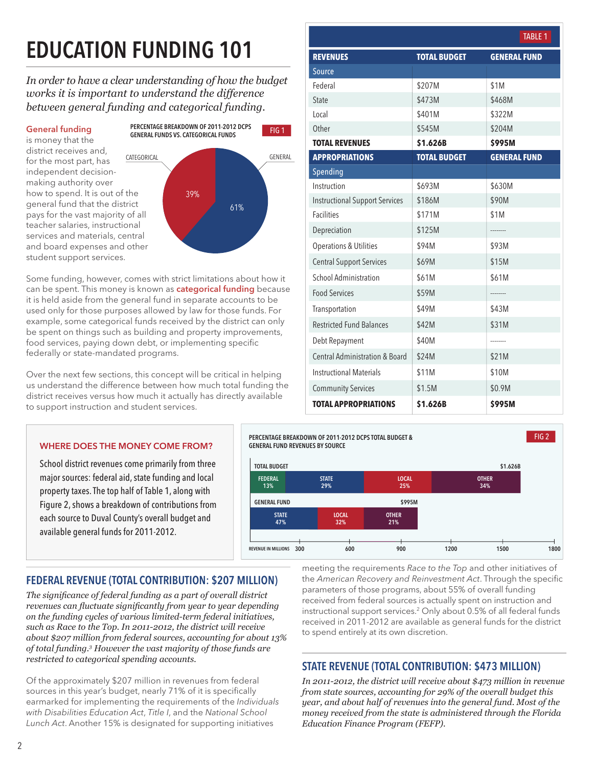# EDUCATION FUNDING 101

*In order to have a clear understanding of how the budget works it is important to understand the difference between general funding and categorical funding.*

**General funding** is money that the district receives and, for the most part, has independent decision-making authority over how to spend. It is out of the general fund that the district pays for the vast majority of all teacher salaries, instructional services and materials, central and board expenses and other student support services.

FIG 1

PERCENTAGE BREAKDOWN OF 2011-2012 DCPS GENERAL FUNDS VS. CATEGORICAL FUNDS

CATEGORICAL 39% | GENERAL 61%

Some funding, however, comes with strict limitations about how it can be spent. This money is known as **categorical funding** because it is held aside from the general fund in separate accounts to be used only for those purposes allowed by law for those funds. For example, some categorical funds received by the district can only be spent on things such as building and property improvements, food services, paying down debt, or implementing specific federally or state-mandated programs.

Over the next few sections, this concept will be critical in helping us understand the difference between how much total funding the district receives versus how much it actually has directly available to support instruction and student services.

TABLE 1

| REVENUES | TOTAL BUDGET | GENERAL FUND |
|---|---|---|
| Source | | |
| Federal | $207M | $1M |
| State | $473M | $468M |
| Local | $401M | $322M |
| Other | $545M | $204M |
| **TOTAL REVENUES** | **$1.626B** | **$995M** |
| **APPROPRIATIONS** | **TOTAL BUDGET** | **GENERAL FUND** |
| Spending | | |
| Instruction | $693M | $630M |
| Instructional Support Services | $186M | $90M |
| Facilities | $171M | $1M |
| Depreciation | $125M | -------- |
| Operations & Utilities | $94M | $93M |
| Central Support Services | $69M | $15M |
| School Administration | $61M | $61M |
| Food Services | $59M | -------- |
| Transportation | $49M | $43M |
| Restricted Fund Balances | $42M | $31M |
| Debt Repayment | $40M | -------- |
| Central Administration & Board | $24M | $21M |
| Instructional Materials | $11M | $10M |
| Community Services | $1.5M | $0.9M |
| **TOTAL APPROPRIATIONS** | **$1.626B** | **$995M** |

### WHERE DOES THE MONEY COME FROM?

School district revenues come primarily from three major sources: federal aid, state funding and local property taxes. The top half of Table 1, along with Figure 2, shows a breakdown of contributions from each source to Duval County's overall budget and available general funds for 2011-2012.

FIG 2

PERCENTAGE BREAKDOWN OF 2011-2012 DCPS TOTAL BUDGET & GENERAL FUND REVENUES BY SOURCE

TOTAL BUDGET ($1.626B): FEDERAL 13% | STATE 29% | LOCAL 25% | OTHER 34%

GENERAL FUND ($995M): STATE 47% | LOCAL 32% | OTHER 21%

REVENUE IN MILLIONS: 300 | 600 | 900 | 1200 | 1500 | 1800

## FEDERAL REVENUE (TOTAL CONTRIBUTION: $207 MILLION)

*The significance of federal funding as a part of overall district revenues can fluctuate significantly from year to year depending on the funding cycles of various limited-term federal initiatives, such as Race to the Top. In 2011-2012, the district will receive about $207 million from federal sources, accounting for about 13% of total funding.[3] However the vast majority of those funds are restricted to categorical spending accounts.*

Of the approximately $207 million in revenues from federal sources in this year's budget, nearly 71% of it is specifically earmarked for implementing the requirements of the *Individuals with Disabilities Education Act*, *Title I*, and the *National School Lunch Act*. Another 15% is designated for supporting initiatives meeting the requirements *Race to the Top* and other initiatives of the *American Recovery and Reinvestment Act*. Through the specific parameters of those programs, about 55% of overall funding received from federal sources is actually spent on instruction and instructional support services.[2] Only about 0.5% of all federal funds received in 2011-2012 are available as general funds for the district to spend entirely at its own discretion.

## STATE REVENUE (TOTAL CONTRIBUTION: $473 MILLION)

*In 2011-2012, the district will receive about $473 million in revenue from state sources, accounting for 29% of the overall budget this year, and about half of revenues into the general fund. Most of the money received from the state is administered through the Florida Education Finance Program (FEFP).*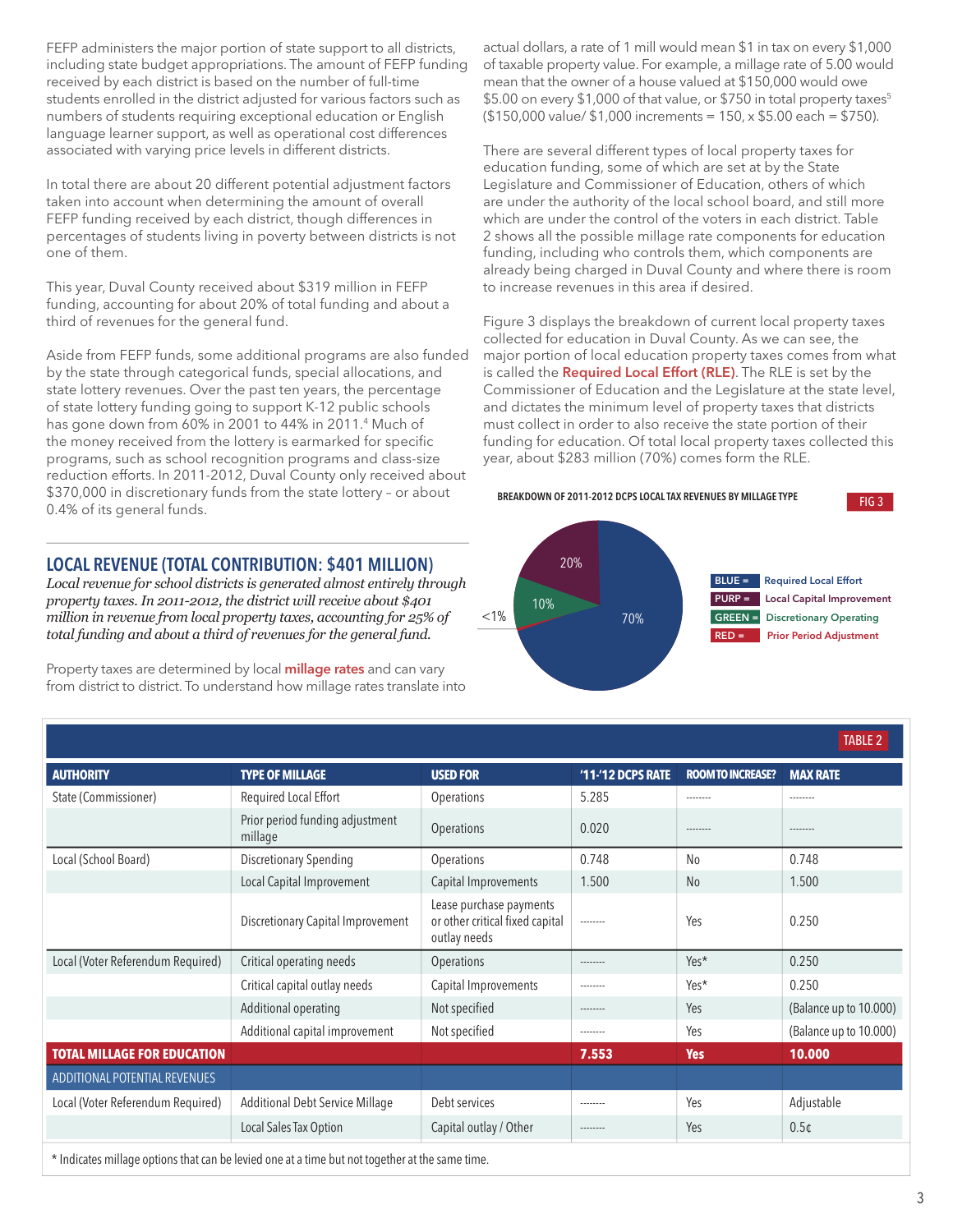FEFP administers the major portion of state support to all districts, including state budget appropriations. The amount of FEFP funding received by each district is based on the number of full-time students enrolled in the district adjusted for various factors such as numbers of students requiring exceptional education or English language learner support, as well as operational cost differences associated with varying price levels in different districts.

In total there are about 20 different potential adjustment factors taken into account when determining the amount of overall FEFP funding received by each district, though differences in percentages of students living in poverty between districts is not one of them.

This year, Duval County received about $319 million in FEFP funding, accounting for about 20% of total funding and about a third of revenues for the general fund.

Aside from FEFP funds, some additional programs are also funded by the state through categorical funds, special allocations, and state lottery revenues. Over the past ten years, the percentage of state lottery funding going to support K-12 public schools has gone down from 60% in 2001 to 44% in 2011.[4] Much of the money received from the lottery is earmarked for specific programs, such as school recognition programs and class-size reduction efforts. In 2011-2012, Duval County only received about $370,000 in discretionary funds from the state lottery – or about 0.4% of its general funds.

## LOCAL REVENUE (TOTAL CONTRIBUTION: $401 MILLION)

*Local revenue for school districts is generated almost entirely through property taxes. In 2011-2012, the district will receive about $401 million in revenue from local property taxes, accounting for 25% of total funding and about a third of revenues for the general fund.*

Property taxes are determined by local **millage rates** and can vary from district to district. To understand how millage rates translate into actual dollars, a rate of 1 mill would mean $1 in tax on every $1,000 of taxable property value. For example, a millage rate of 5.00 would mean that the owner of a house valued at $150,000 would owe $5.00 on every $1,000 of that value, or $750 in total property taxes[5] ($150,000 value/ $1,000 increments = 150, x $5.00 each = $750).

There are several different types of local property taxes for education funding, some of which are set at by the State Legislature and Commissioner of Education, others of which are under the authority of the local school board, and still more which are under the control of the voters in each district. Table 2 shows all the possible millage rate components for education funding, including who controls them, which components are already being charged in Duval County and where there is room to increase revenues in this area if desired.

Figure 3 displays the breakdown of current local property taxes collected for education in Duval County. As we can see, the major portion of local education property taxes comes from what is called the **Required Local Effort (RLE)**. The RLE is set by the Commissioner of Education and the Legislature at the state level, and dictates the minimum level of property taxes that districts must collect in order to also receive the state portion of their funding for education. Of total local property taxes collected this year, about $283 million (70%) comes form the RLE.

**BREAKDOWN OF 2011-2012 DCPS LOCAL TAX REVENUES BY MILLAGE TYPE** — FIG 3

- BLUE = Required Local Effort (70%)
- PURP = Local Capital Improvement (20%)
- GREEN = Discretionary Operating (10%)
- RED = Prior Period Adjustment (<1%)

**TABLE 2**

| AUTHORITY | TYPE OF MILLAGE | USED FOR | '11-'12 DCPS RATE | ROOM TO INCREASE? | MAX RATE |
|---|---|---|---|---|---|
| State (Commissioner) | Required Local Effort | Operations | 5.285 | -------- | -------- |
| | Prior period funding adjustment millage | Operations | 0.020 | -------- | -------- |
| Local (School Board) | Discretionary Spending | Operations | 0.748 | No | 0.748 |
| | Local Capital Improvement | Capital Improvements | 1.500 | No | 1.500 |
| | Discretionary Capital Improvement | Lease purchase payments or other critical fixed capital outlay needs | -------- | Yes | 0.250 |
| Local (Voter Referendum Required) | Critical operating needs | Operations | -------- | Yes* | 0.250 |
| | Critical capital outlay needs | Capital Improvements | -------- | Yes* | 0.250 |
| | Additional operating | Not specified | -------- | Yes | (Balance up to 10.000) |
| | Additional capital improvement | Not specified | -------- | Yes | (Balance up to 10.000) |
| **TOTAL MILLAGE FOR EDUCATION** | | | **7.553** | **Yes** | **10.000** |
| ADDITIONAL POTENTIAL REVENUES | | | | | |
| Local (Voter Referendum Required) | Additional Debt Service Millage | Debt services | -------- | Yes | Adjustable |
| | Local Sales Tax Option | Capital outlay / Other | -------- | Yes | 0.5¢ |

* Indicates millage options that can be levied one at a time but not together at the same time.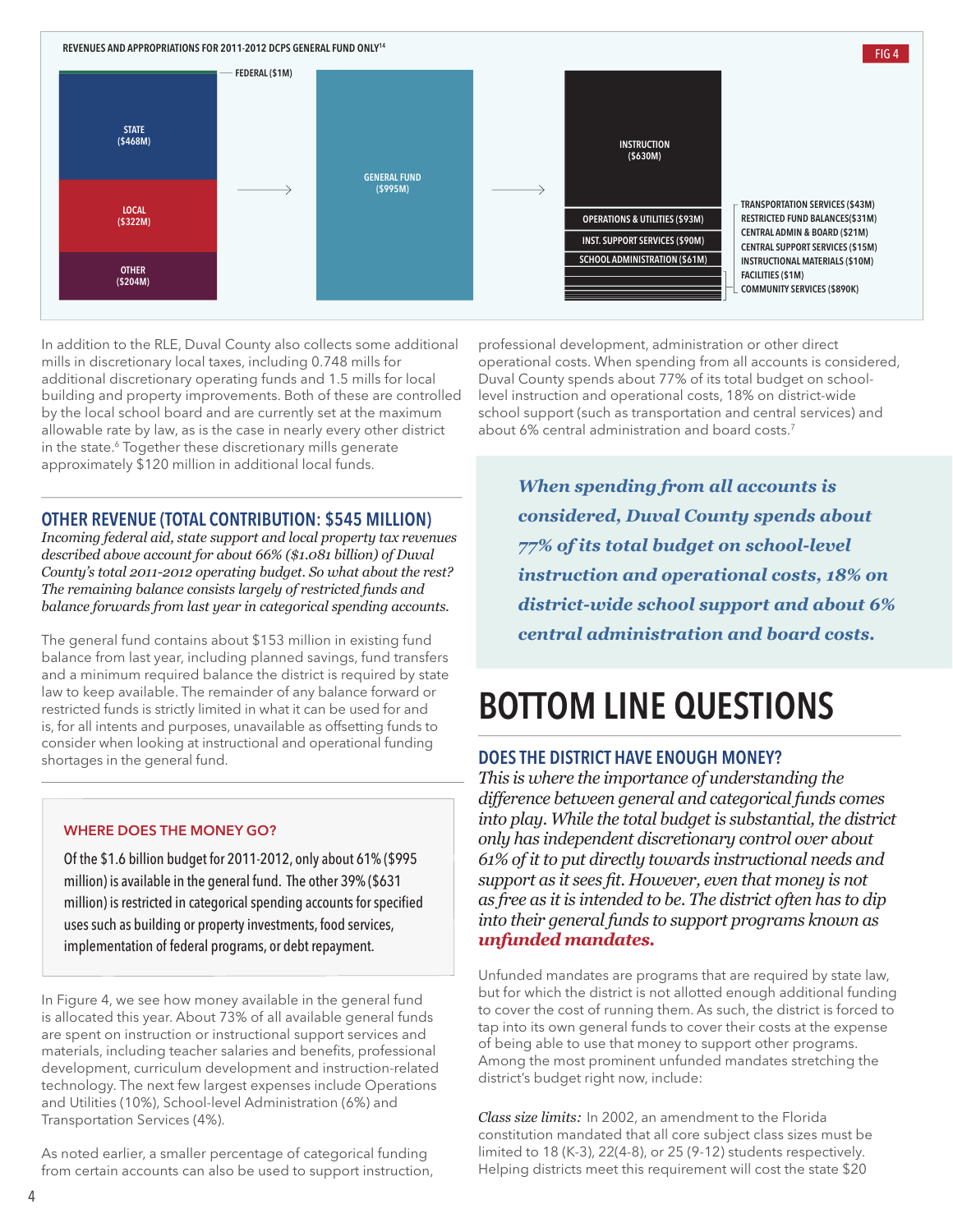REVENUES AND APPROPRIATIONS FOR 2011-2012 DCPS GENERAL FUND ONLY[14]

FIG 4

FEDERAL ($1M)

STATE ($468M)

LOCAL ($322M)

OTHER ($204M)

GENERAL FUND ($995M)

INSTRUCTION ($630M)

OPERATIONS & UTILITIES ($93M)

INST. SUPPORT SERVICES ($90M)

SCHOOL ADMINISTRATION ($61M)

TRANSPORTATION SERVICES ($43M)
RESTRICTED FUND BALANCES($31M)
CENTRAL ADMIN & BOARD ($21M)
CENTRAL SUPPORT SERVICES ($15M)
INSTRUCTIONAL MATERIALS ($10M)
FACILITIES ($1M)
COMMUNITY SERVICES ($890K)

In addition to the RLE, Duval County also collects some additional mills in discretionary local taxes, including 0.748 mills for additional discretionary operating funds and 1.5 mills for local building and property improvements. Both of these are controlled by the local school board and are currently set at the maximum allowable rate by law, as is the case in nearly every other district in the state.[6] Together these discretionary mills generate approximately $120 million in additional local funds.

## OTHER REVENUE (TOTAL CONTRIBUTION: $545 MILLION)

*Incoming federal aid, state support and local property tax revenues described above account for about 66% ($1.081 billion) of Duval County's total 2011-2012 operating budget. So what about the rest? The remaining balance consists largely of restricted funds and balance forwards from last year in categorical spending accounts.*

The general fund contains about $153 million in existing fund balance from last year, including planned savings, fund transfers and a minimum required balance the district is required by state law to keep available. The remainder of any balance forward or restricted funds is strictly limited in what it can be used for and is, for all intents and purposes, unavailable as offsetting funds to consider when looking at instructional and operational funding shortages in the general fund.

### WHERE DOES THE MONEY GO?

Of the $1.6 billion budget for 2011-2012, only about 61% ($995 million) is available in the general fund. The other 39% ($631 million) is restricted in categorical spending accounts for specified uses such as building or property investments, food services, implementation of federal programs, or debt repayment.

In Figure 4, we see how money available in the general fund is allocated this year. About 73% of all available general funds are spent on instruction or instructional support services and materials, including teacher salaries and benefits, professional development, curriculum development and instruction-related technology. The next few largest expenses include Operations and Utilities (10%), School-level Administration (6%) and Transportation Services (4%).

As noted earlier, a smaller percentage of categorical funding from certain accounts can also be used to support instruction, professional development, administration or other direct operational costs. When spending from all accounts is considered, Duval County spends about 77% of its total budget on school-level instruction and operational costs, 18% on district-wide school support (such as transportation and central services) and about 6% central administration and board costs.[7]

***When spending from all accounts is considered, Duval County spends about 77% of its total budget on school-level instruction and operational costs, 18% on district-wide school support and about 6% central administration and board costs.***

# BOTTOM LINE QUESTIONS

## DOES THE DISTRICT HAVE ENOUGH MONEY?

*This is where the importance of understanding the difference between general and categorical funds comes into play. While the total budget is substantial, the district only has independent discretionary control over about 61% of it to put directly towards instructional needs and support as it sees fit. However, even that money is not as free as it is intended to be. The district often has to dip into their general funds to support programs known as* ***unfunded mandates.***

Unfunded mandates are programs that are required by state law, but for which the district is not allotted enough additional funding to cover the cost of running them. As such, the district is forced to tap into its own general funds to cover their costs at the expense of being able to use that money to support other programs. Among the most prominent unfunded mandates stretching the district's budget right now, include:

*Class size limits:* In 2002, an amendment to the Florida constitution mandated that all core subject class sizes must be limited to 18 (K-3), 22(4-8), or 25 (9-12) students respectively. Helping districts meet this requirement will cost the state $20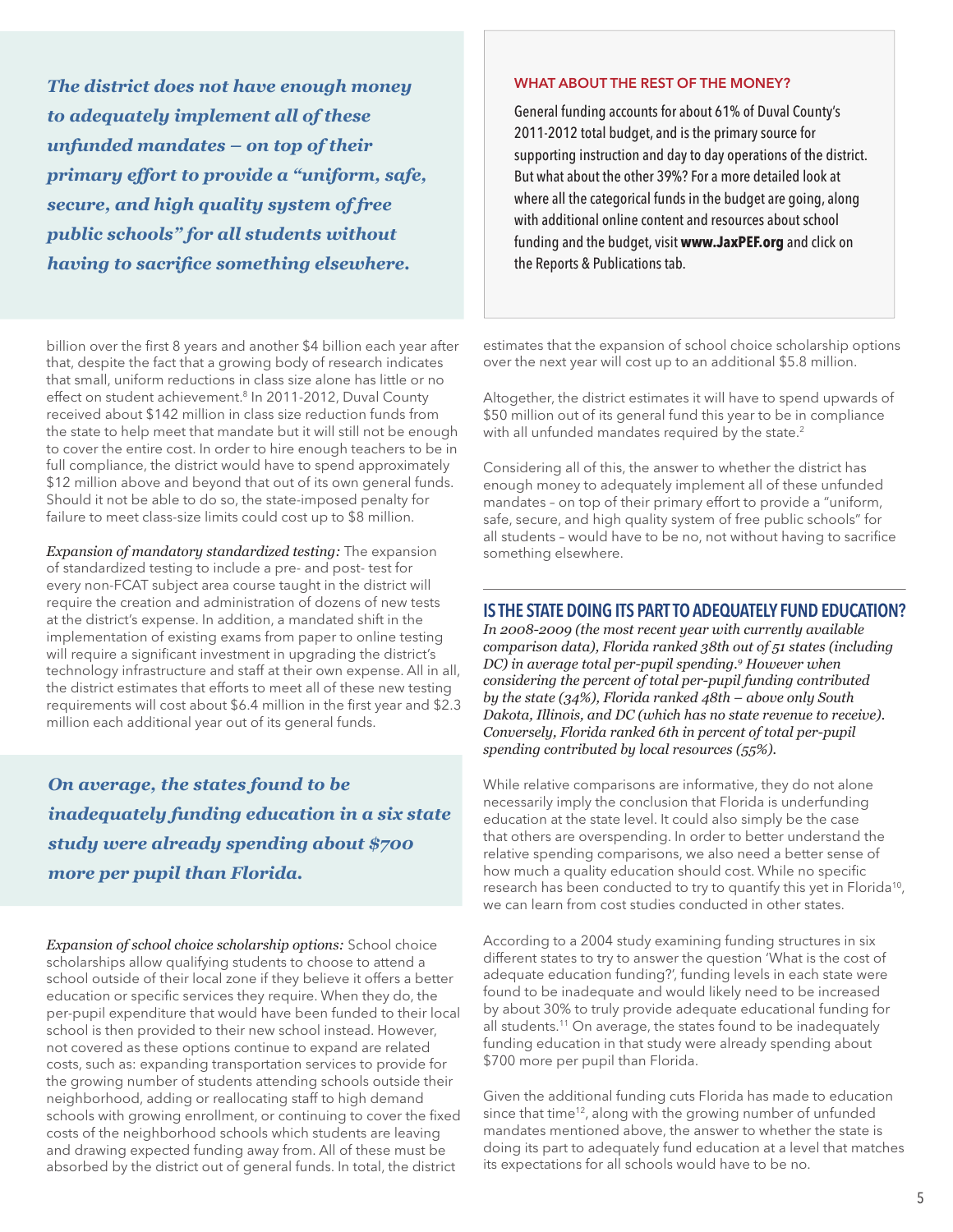*The district does not have enough money to adequately implement all of these unfunded mandates – on top of their primary effort to provide a "uniform, safe, secure, and high quality system of free public schools" for all students without having to sacrifice something elsewhere.*

**WHAT ABOUT THE REST OF THE MONEY?**

General funding accounts for about 61% of Duval County's 2011-2012 total budget, and is the primary source for supporting instruction and day to day operations of the district. But what about the other 39%? For a more detailed look at where all the categorical funds in the budget are going, along with additional online content and resources about school funding and the budget, visit **www.JaxPEF.org** and click on the Reports & Publications tab.

billion over the first 8 years and another $4 billion each year after that, despite the fact that a growing body of research indicates that small, uniform reductions in class size alone has little or no effect on student achievement.[8] In 2011-2012, Duval County received about $142 million in class size reduction funds from the state to help meet that mandate but it will still not be enough to cover the entire cost. In order to hire enough teachers to be in full compliance, the district would have to spend approximately $12 million above and beyond that out of its own general funds. Should it not be able to do so, the state-imposed penalty for failure to meet class-size limits could cost up to $8 million.

*Expansion of mandatory standardized testing:* The expansion of standardized testing to include a pre- and post- test for every non-FCAT subject area course taught in the district will require the creation and administration of dozens of new tests at the district's expense. In addition, a mandated shift in the implementation of existing exams from paper to online testing will require a significant investment in upgrading the district's technology infrastructure and staff at their own expense. In all, the district estimates that efforts to meet all of these new testing requirements will cost about $6.4 million in the first year and $2.3 million each additional year out of its general funds.

*On average, the states found to be inadequately funding education in a six state study were already spending about $700 more per pupil than Florida.*

*Expansion of school choice scholarship options:* School choice scholarships allow qualifying students to choose to attend a school outside of their local zone if they believe it offers a better education or specific services they require. When they do, the per-pupil expenditure that would have been funded to their local school is then provided to their new school instead. However, not covered as these options continue to expand are related costs, such as: expanding transportation services to provide for the growing number of students attending schools outside their neighborhood, adding or reallocating staff to high demand schools with growing enrollment, or continuing to cover the fixed costs of the neighborhood schools which students are leaving and drawing expected funding away from. All of these must be absorbed by the district out of general funds. In total, the district estimates that the expansion of school choice scholarship options over the next year will cost up to an additional $5.8 million.

Altogether, the district estimates it will have to spend upwards of $50 million out of its general fund this year to be in compliance with all unfunded mandates required by the state.[2]

Considering all of this, the answer to whether the district has enough money to adequately implement all of these unfunded mandates – on top of their primary effort to provide a "uniform, safe, secure, and high quality system of free public schools" for all students – would have to be no, not without having to sacrifice something elsewhere.

## IS THE STATE DOING ITS PART TO ADEQUATELY FUND EDUCATION?

*In 2008-2009 (the most recent year with currently available comparison data), Florida ranked 38th out of 51 states (including DC) in average total per-pupil spending.[9] However when considering the percent of total per-pupil funding contributed by the state (34%), Florida ranked 48th – above only South Dakota, Illinois, and DC (which has no state revenue to receive). Conversely, Florida ranked 6th in percent of total per-pupil spending contributed by local resources (55%).*

While relative comparisons are informative, they do not alone necessarily imply the conclusion that Florida is underfunding education at the state level. It could also simply be the case that others are overspending. In order to better understand the relative spending comparisons, we also need a better sense of how much a quality education should cost. While no specific research has been conducted to try to quantify this yet in Florida[10], we can learn from cost studies conducted in other states.

According to a 2004 study examining funding structures in six different states to try to answer the question 'What is the cost of adequate education funding?', funding levels in each state were found to be inadequate and would likely need to be increased by about 30% to truly provide adequate educational funding for all students.[11] On average, the states found to be inadequately funding education in that study were already spending about $700 more per pupil than Florida.

Given the additional funding cuts Florida has made to education since that time[12], along with the growing number of unfunded mandates mentioned above, the answer to whether the state is doing its part to adequately fund education at a level that matches its expectations for all schools would have to be no.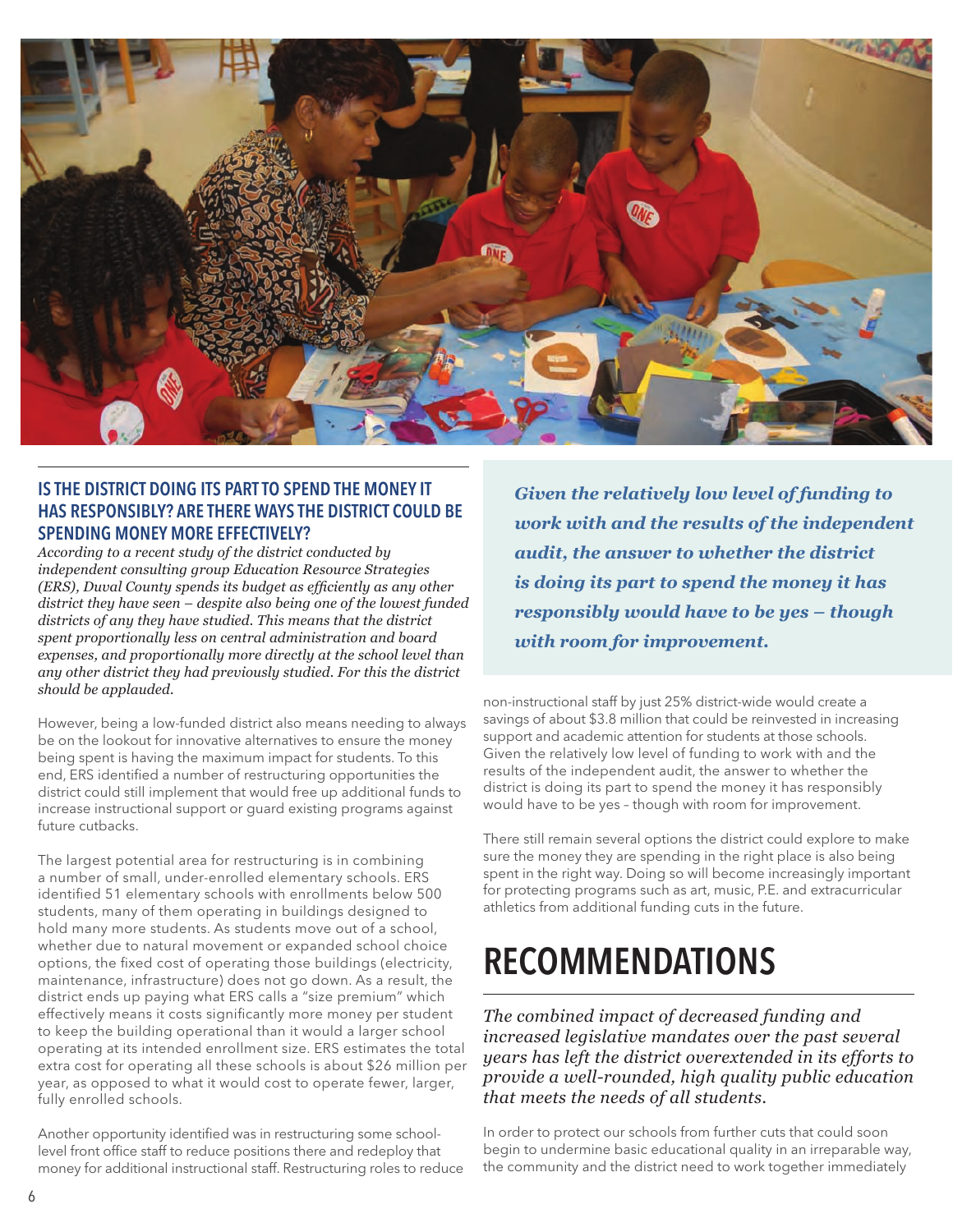### IS THE DISTRICT DOING ITS PART TO SPEND THE MONEY IT HAS RESPONSIBLY? ARE THERE WAYS THE DISTRICT COULD BE SPENDING MONEY MORE EFFECTIVELY?

*According to a recent study of the district conducted by independent consulting group Education Resource Strategies (ERS), Duval County spends its budget as efficiently as any other district they have seen – despite also being one of the lowest funded districts of any they have studied. This means that the district spent proportionally less on central administration and board expenses, and proportionally more directly at the school level than any other district they had previously studied. For this the district should be applauded.*

However, being a low-funded district also means needing to always be on the lookout for innovative alternatives to ensure the money being spent is having the maximum impact for students. To this end, ERS identified a number of restructuring opportunities the district could still implement that would free up additional funds to increase instructional support or guard existing programs against future cutbacks.

The largest potential area for restructuring is in combining a number of small, under-enrolled elementary schools. ERS identified 51 elementary schools with enrollments below 500 students, many of them operating in buildings designed to hold many more students. As students move out of a school, whether due to natural movement or expanded school choice options, the fixed cost of operating those buildings (electricity, maintenance, infrastructure) does not go down. As a result, the district ends up paying what ERS calls a "size premium" which effectively means it costs significantly more money per student to keep the building operational than it would a larger school operating at its intended enrollment size. ERS estimates the total extra cost for operating all these schools is about $26 million per year, as opposed to what it would cost to operate fewer, larger, fully enrolled schools.

Another opportunity identified was in restructuring some school-level front office staff to reduce positions there and redeploy that money for additional instructional staff. Restructuring roles to reduce non-instructional staff by just 25% district-wide would create a savings of about $3.8 million that could be reinvested in increasing support and academic attention for students at those schools. Given the relatively low level of funding to work with and the results of the independent audit, the answer to whether the district is doing its part to spend the money it has responsibly would have to be yes – though with room for improvement.

> ***Given the relatively low level of funding to work with and the results of the independent audit, the answer to whether the district is doing its part to spend the money it has responsibly would have to be yes – though with room for improvement.***

There still remain several options the district could explore to make sure the money they are spending in the right place is also being spent in the right way. Doing so will become increasingly important for protecting programs such as art, music, P.E. and extracurricular athletics from additional funding cuts in the future.

# RECOMMENDATIONS

*The combined impact of decreased funding and increased legislative mandates over the past several years has left the district overextended in its efforts to provide a well-rounded, high quality public education that meets the needs of all students.*

In order to protect our schools from further cuts that could soon begin to undermine basic educational quality in an irreparable way, the community and the district need to work together immediately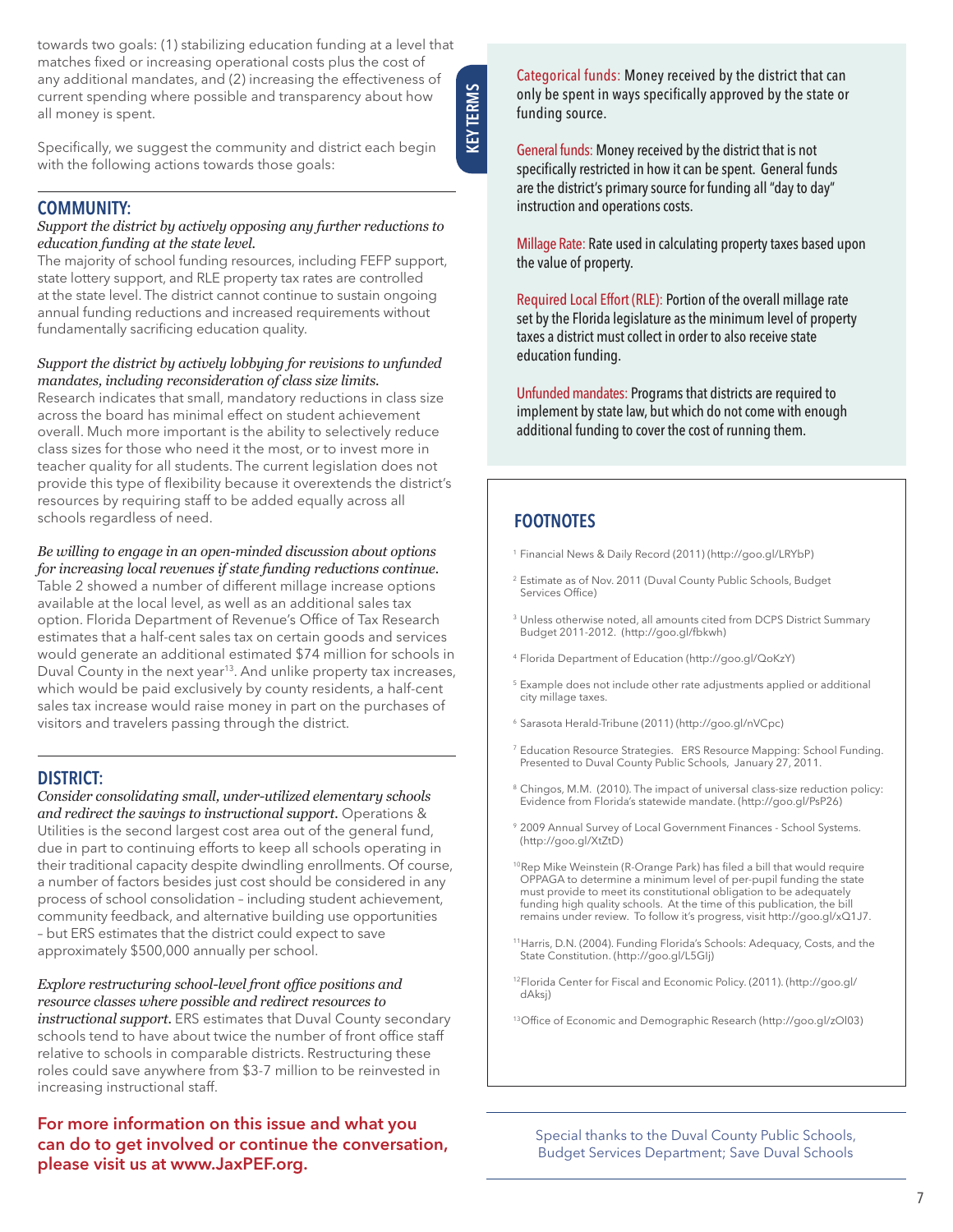towards two goals: (1) stabilizing education funding at a level that matches fixed or increasing operational costs plus the cost of any additional mandates, and (2) increasing the effectiveness of current spending where possible and transparency about how all money is spent.

Specifically, we suggest the community and district each begin with the following actions towards those goals:

## COMMUNITY:

*Support the district by actively opposing any further reductions to education funding at the state level.*
The majority of school funding resources, including FEFP support, state lottery support, and RLE property tax rates are controlled at the state level. The district cannot continue to sustain ongoing annual funding reductions and increased requirements without fundamentally sacrificing education quality.

*Support the district by actively lobbying for revisions to unfunded mandates, including reconsideration of class size limits.*
Research indicates that small, mandatory reductions in class size across the board has minimal effect on student achievement overall. Much more important is the ability to selectively reduce class sizes for those who need it the most, or to invest more in teacher quality for all students. The current legislation does not provide this type of flexibility because it overextends the district's resources by requiring staff to be added equally across all schools regardless of need.

*Be willing to engage in an open-minded discussion about options for increasing local revenues if state funding reductions continue.*
Table 2 showed a number of different millage increase options available at the local level, as well as an additional sales tax option. Florida Department of Revenue's Office of Tax Research estimates that a half-cent sales tax on certain goods and services would generate an additional estimated $74 million for schools in Duval County in the next year[13]. And unlike property tax increases, which would be paid exclusively by county residents, a half-cent sales tax increase would raise money in part on the purchases of visitors and travelers passing through the district.

## DISTRICT:

*Consider consolidating small, under-utilized elementary schools and redirect the savings to instructional support.* Operations & Utilities is the second largest cost area out of the general fund, due in part to continuing efforts to keep all schools operating in their traditional capacity despite dwindling enrollments. Of course, a number of factors besides just cost should be considered in any process of school consolidation – including student achievement, community feedback, and alternative building use opportunities – but ERS estimates that the district could expect to save approximately $500,000 annually per school.

*Explore restructuring school-level front office positions and resource classes where possible and redirect resources to instructional support.* ERS estimates that Duval County secondary schools tend to have about twice the number of front office staff relative to schools in comparable districts. Restructuring these roles could save anywhere from $3-7 million to be reinvested in increasing instructional staff.

**For more information on this issue and what you can do to get involved or continue the conversation, please visit us at www.JaxPEF.org.**

## KEY TERMS

**Categorical funds:** Money received by the district that can only be spent in ways specifically approved by the state or funding source.

**General funds:** Money received by the district that is not specifically restricted in how it can be spent. General funds are the district's primary source for funding all "day to day" instruction and operations costs.

**Millage Rate:** Rate used in calculating property taxes based upon the value of property.

**Required Local Effort (RLE):** Portion of the overall millage rate set by the Florida legislature as the minimum level of property taxes a district must collect in order to also receive state education funding.

**Unfunded mandates:** Programs that districts are required to implement by state law, but which do not come with enough additional funding to cover the cost of running them.

## FOOTNOTES

[1] Financial News & Daily Record (2011) (http://goo.gl/LRYbP)

[2] Estimate as of Nov. 2011 (Duval County Public Schools, Budget Services Office)

[3] Unless otherwise noted, all amounts cited from DCPS District Summary Budget 2011-2012. (http://goo.gl/fbkwh)

[4] Florida Department of Education (http://goo.gl/QoKzY)

[5] Example does not include other rate adjustments applied or additional city millage taxes.

[6] Sarasota Herald-Tribune (2011) (http://goo.gl/nVCpc)

[7] Education Resource Strategies. ERS Resource Mapping: School Funding. Presented to Duval County Public Schools, January 27, 2011.

[8] Chingos, M.M. (2010). The impact of universal class-size reduction policy: Evidence from Florida's statewide mandate. (http://goo.gl/PsP26)

[9] 2009 Annual Survey of Local Government Finances - School Systems. (http://goo.gl/XtZtD)

[10] Rep Mike Weinstein (R-Orange Park) has filed a bill that would require OPPAGA to determine a minimum level of per-pupil funding the state must provide to meet its constitutional obligation to be adequately funding high quality schools. At the time of this publication, the bill remains under review. To follow it's progress, visit http://goo.gl/xQ1J7.

[11] Harris, D.N. (2004). Funding Florida's Schools: Adequacy, Costs, and the State Constitution. (http://goo.gl/L5GIj)

[12] Florida Center for Fiscal and Economic Policy. (2011). (http://goo.gl/dAksj)

[13] Office of Economic and Demographic Research (http://goo.gl/zOI03)

Special thanks to the Duval County Public Schools, Budget Services Department; Save Duval Schools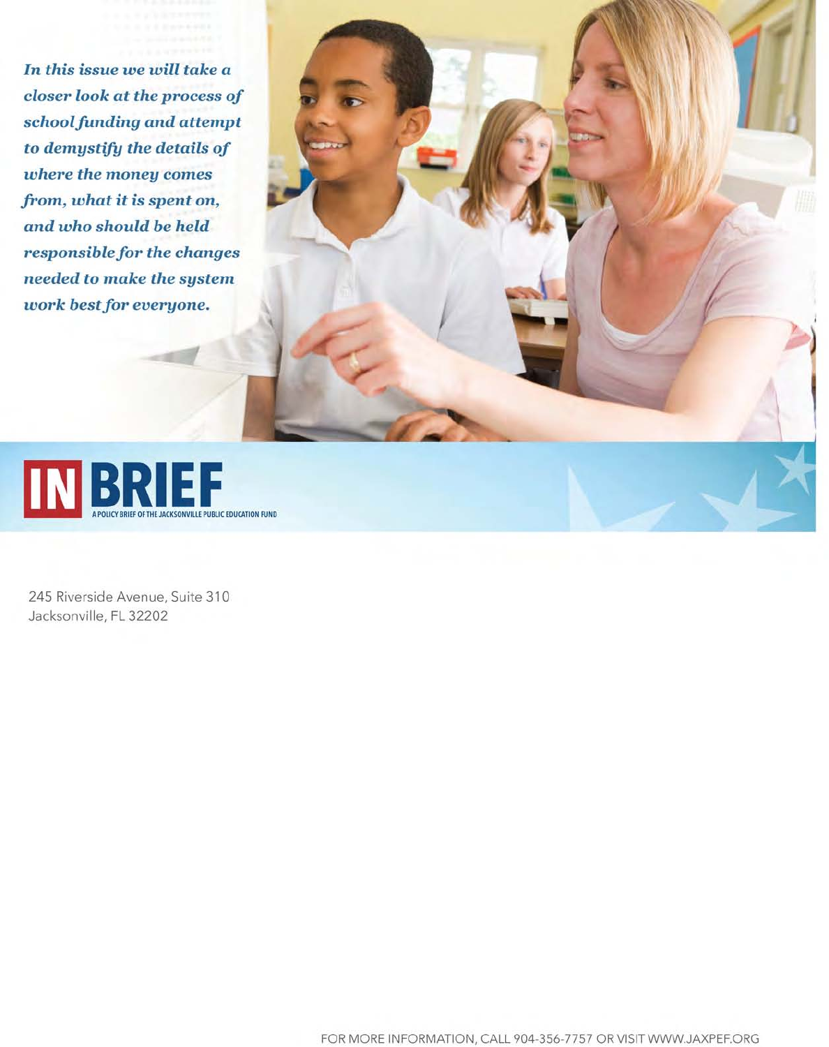*In this issue we will take a closer look at the process of school funding and attempt to demystify the details of where the money comes from, what it is spent on, and who should be held responsible for the changes needed to make the system work best for everyone.*

# IN BRIEF

A POLICY BRIEF OF THE JACKSONVILLE PUBLIC EDUCATION FUND

245 Riverside Avenue, Suite 310
Jacksonville, FL 32202

FOR MORE INFORMATION, CALL 904-356-7757 OR VISIT WWW.JAXPEF.ORG